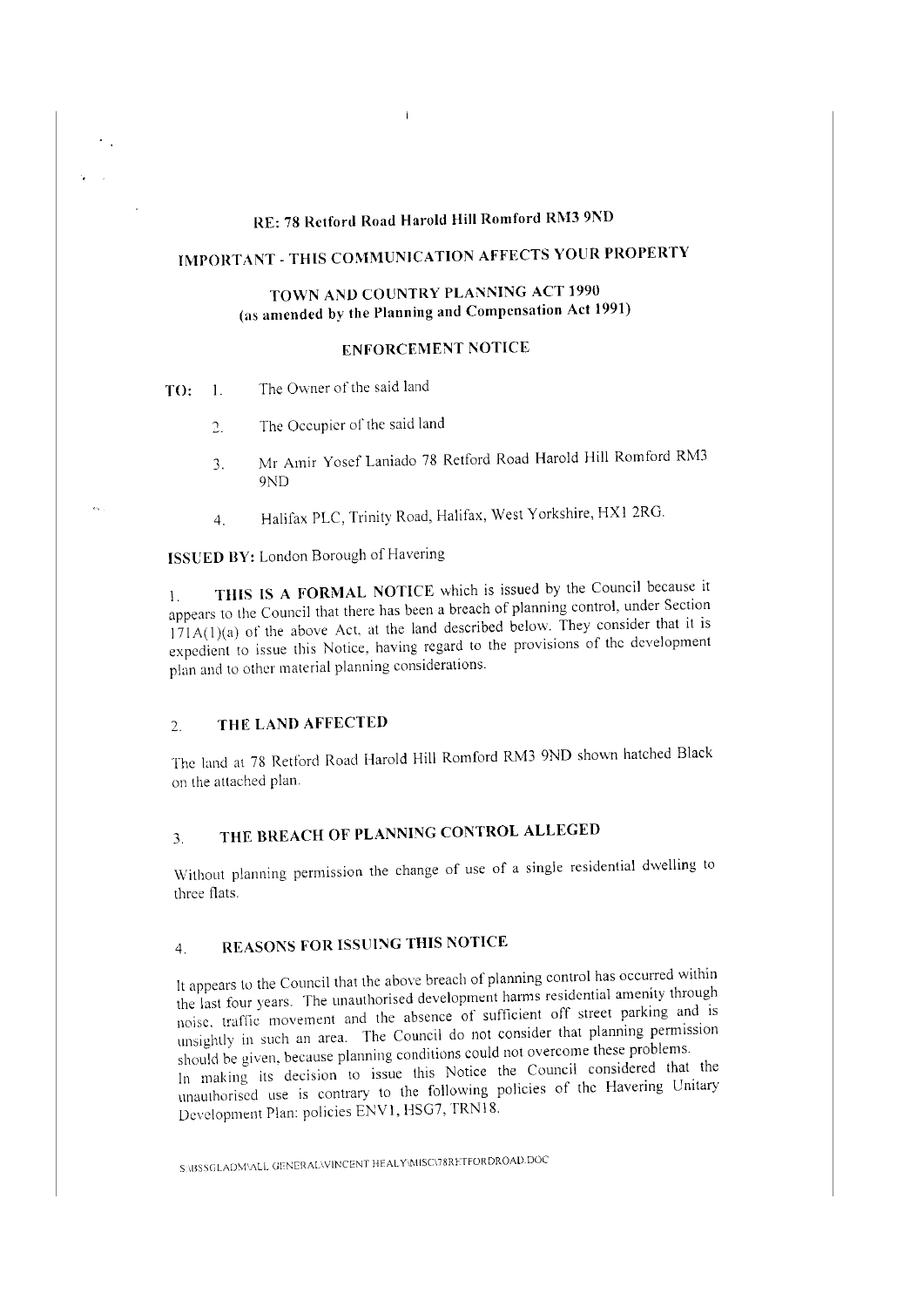## RE: 78 Retford Road Harold Hill Romford RM3 9ND

## IMPORTANT - THIS COMMUNICATION AFFECTS YOUR PROPERTY

## TOWN AND COUNTRY PLANNING ACT 1990 (as amended by the Planning and Compensation Act 1991)

## ENFORCEMENT NOTICE

**TO:**

1. The Owner of the said land
2. The Occupier of the said land
3. Mr Amir Yosef Laniado 78 Retford Road Harold Hill Romford RM3 9ND
4. Halifax PLC, Trinity Road, Halifax, West Yorkshire, HX1 2RG.

**ISSUED BY:** London Borough of Havering

1. **THIS IS A FORMAL NOTICE** which is issued by the Council because it appears to the Council that there has been a breach of planning control, under Section 171A(1)(a) of the above Act, at the land described below. They consider that it is expedient to issue this Notice, having regard to the provisions of the development plan and to other material planning considerations.

### 2. THE LAND AFFECTED

The land at 78 Retford Road Harold Hill Romford RM3 9ND shown hatched Black on the attached plan.

### 3. THE BREACH OF PLANNING CONTROL ALLEGED

Without planning permission the change of use of a single residential dwelling to three flats.

### 4. REASONS FOR ISSUING THIS NOTICE

It appears to the Council that the above breach of planning control has occurred within the last four years. The unauthorised development harms residential amenity through noise, traffic movement and the absence of sufficient off street parking and is unsightly in such an area. The Council do not consider that planning permission should be given, because planning conditions could not overcome these problems.
In making its decision to issue this Notice the Council considered that the unauthorised use is contrary to the following policies of the Havering Unitary Development Plan: policies ENV1, HSG7, TRN18.

S:\BSSGLADM\ALL GENERAL\VINCENT HEALY\MISC\78RETFORDROAD.DOC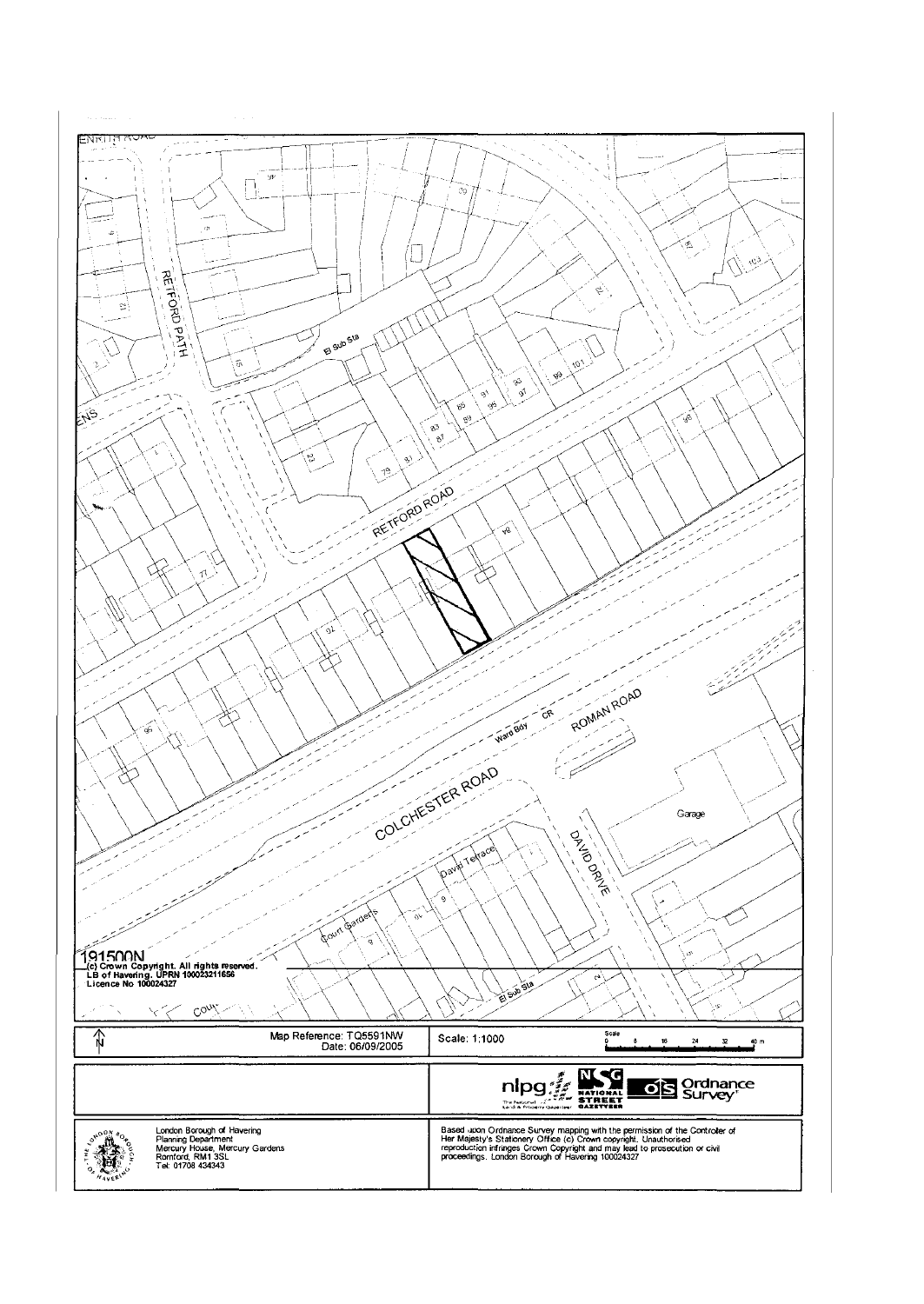191500N
(c) Crown Copyright. All rights reserved.
LB of Havering. UPRN 100023211656
Licence No 100024327

Map Reference: TQ5591NW
Date: 06/09/2005

Scale: 1:1000

London Borough of Havering
Planning Department
Mercury House, Mercury Gardens
Romford, RM1 3SL
Tel: 01708 434343

Based upon Ordnance Survey mapping with the permission of the Controller of Her Majesty's Stationery Office (c) Crown copyright. Unauthorised reproduction infringes Crown Copyright and may lead to prosecution or civil proceedings. London Borough of Havering 100024327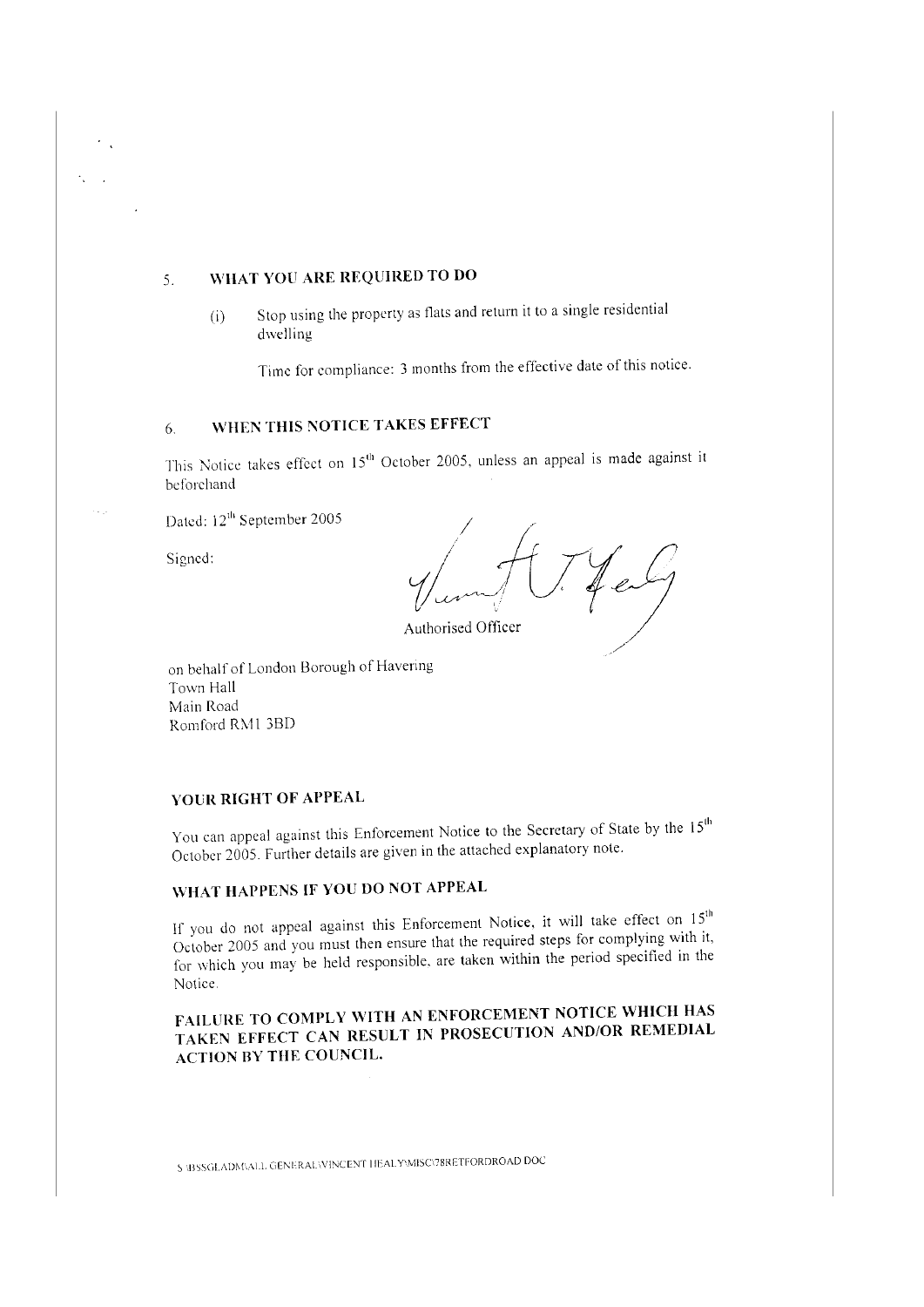## 5. WHAT YOU ARE REQUIRED TO DO

(i) Stop using the property as flats and return it to a single residential dwelling

Time for compliance: 3 months from the effective date of this notice.

## 6. WHEN THIS NOTICE TAKES EFFECT

This Notice takes effect on 15th October 2005, unless an appeal is made against it beforehand

Dated: 12th September 2005

Signed:

Authorised Officer

on behalf of London Borough of Havering
Town Hall
Main Road
Romford RM1 3BD

## YOUR RIGHT OF APPEAL

You can appeal against this Enforcement Notice to the Secretary of State by the 15th October 2005. Further details are given in the attached explanatory note.

## WHAT HAPPENS IF YOU DO NOT APPEAL

If you do not appeal against this Enforcement Notice, it will take effect on 15th October 2005 and you must then ensure that the required steps for complying with it, for which you may be held responsible, are taken within the period specified in the Notice.

**FAILURE TO COMPLY WITH AN ENFORCEMENT NOTICE WHICH HAS TAKEN EFFECT CAN RESULT IN PROSECUTION AND/OR REMEDIAL ACTION BY THE COUNCIL.**

S:\BSSGLADM\ALL GENERAL\VINCENT HEALY\MISC\78RETFORDROAD DOC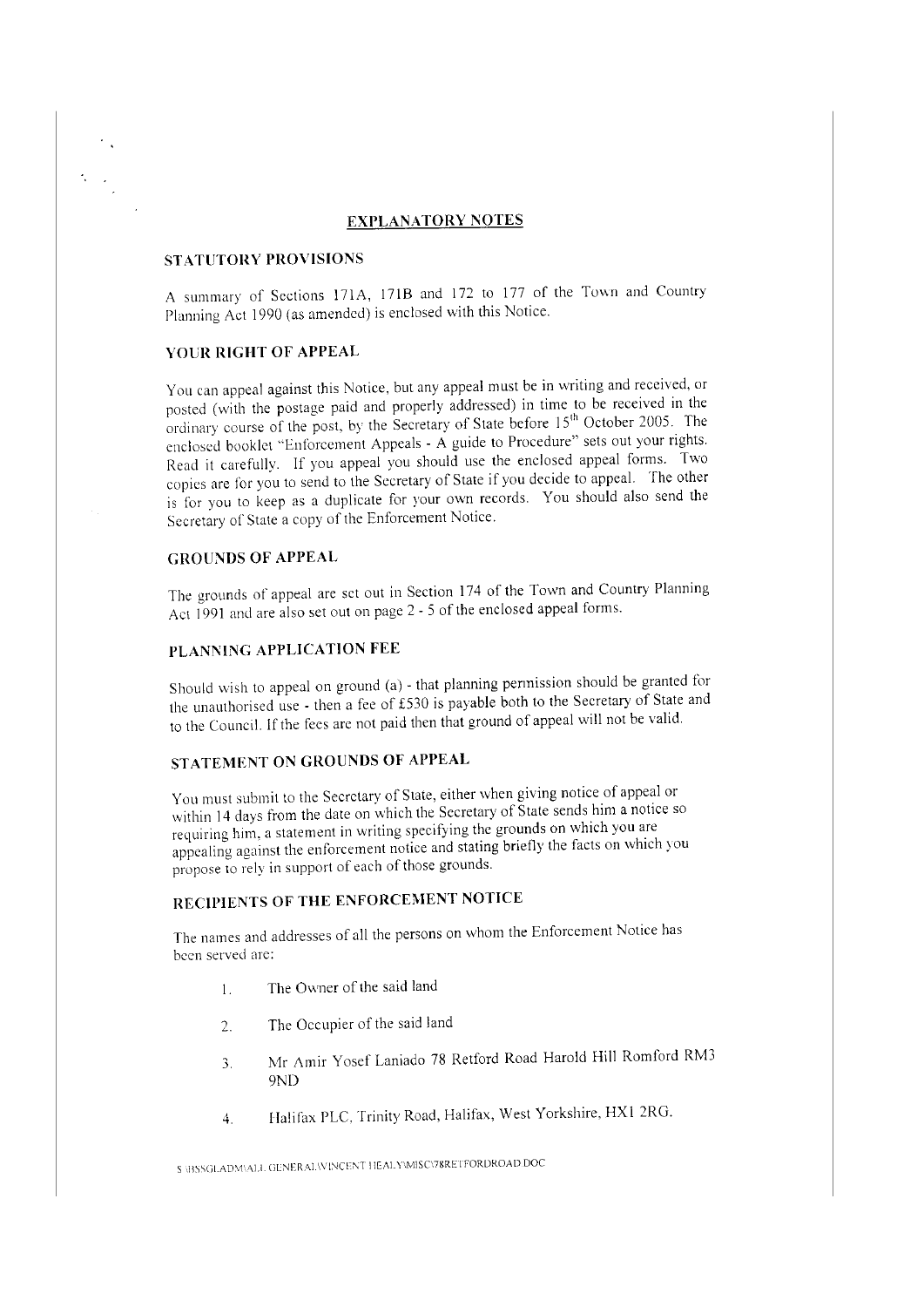## EXPLANATORY NOTES

### STATUTORY PROVISIONS

A summary of Sections 171A, 171B and 172 to 177 of the Town and Country Planning Act 1990 (as amended) is enclosed with this Notice.

### YOUR RIGHT OF APPEAL

You can appeal against this Notice, but any appeal must be in writing and received, or posted (with the postage paid and properly addressed) in time to be received in the ordinary course of the post, by the Secretary of State before 15th October 2005. The enclosed booklet "Enforcement Appeals - A guide to Procedure" sets out your rights. Read it carefully. If you appeal you should use the enclosed appeal forms. Two copies are for you to send to the Secretary of State if you decide to appeal. The other is for you to keep as a duplicate for your own records. You should also send the Secretary of State a copy of the Enforcement Notice.

### GROUNDS OF APPEAL

The grounds of appeal are set out in Section 174 of the Town and Country Planning Act 1991 and are also set out on page 2 - 5 of the enclosed appeal forms.

### PLANNING APPLICATION FEE

Should wish to appeal on ground (a) - that planning permission should be granted for the unauthorised use - then a fee of £530 is payable both to the Secretary of State and to the Council. If the fees are not paid then that ground of appeal will not be valid.

### STATEMENT ON GROUNDS OF APPEAL

You must submit to the Secretary of State, either when giving notice of appeal or within 14 days from the date on which the Secretary of State sends him a notice so requiring him, a statement in writing specifying the grounds on which you are appealing against the enforcement notice and stating briefly the facts on which you propose to rely in support of each of those grounds.

### RECIPIENTS OF THE ENFORCEMENT NOTICE

The names and addresses of all the persons on whom the Enforcement Notice has been served are:

1. The Owner of the said land
2. The Occupier of the said land
3. Mr Amir Yosef Laniado 78 Retford Road Harold Hill Romford RM3 9ND
4. Halifax PLC, Trinity Road, Halifax, West Yorkshire, HX1 2RG.

S:\BSSGLADM\ALL GENERAL\VINCENT HEALY\MISC\78RETFORDROAD.DOC